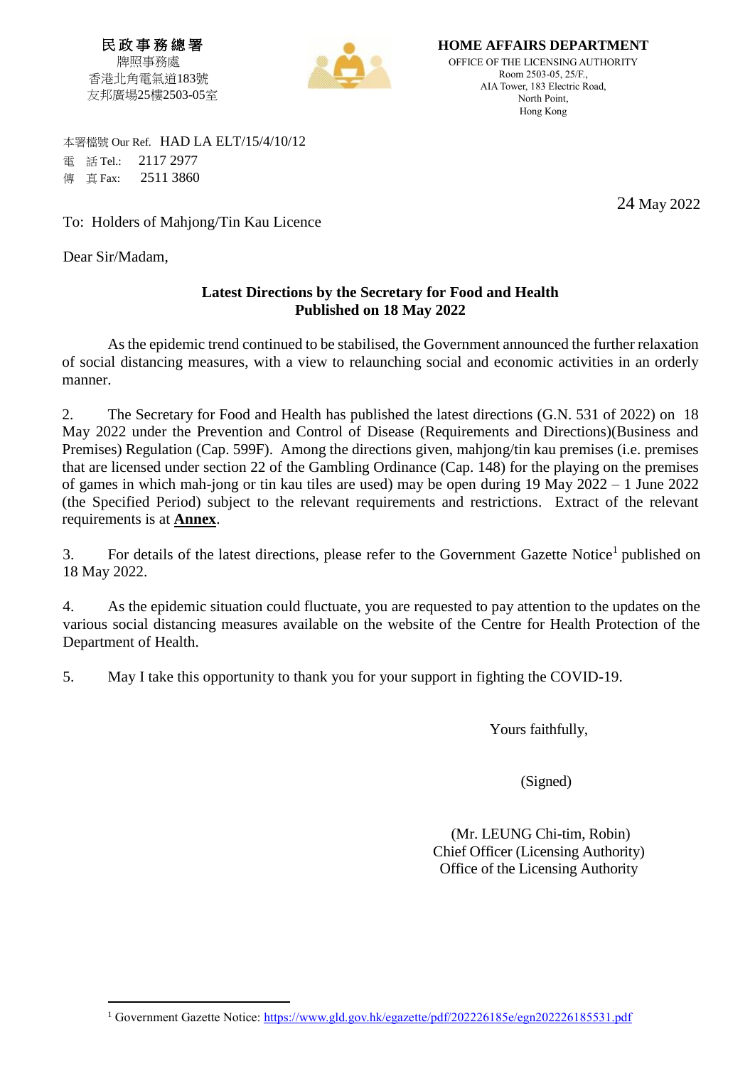民政事務總署
牌照事務處
香港北角電氣道183號
友邦廣場25樓2503-05室

**HOME AFFAIRS DEPARTMENT**
OFFICE OF THE LICENSING AUTHORITY
Room 2503-05, 25/F.,
AIA Tower, 183 Electric Road,
North Point,
Hong Kong

本署檔號 Our Ref. HAD LA ELT/15/4/10/12
電 話 Tel.: 2117 2977
傳 真 Fax: 2511 3860

24 May 2022

To: Holders of Mahjong/Tin Kau Licence

Dear Sir/Madam,

**Latest Directions by the Secretary for Food and Health Published on 18 May 2022**

As the epidemic trend continued to be stabilised, the Government announced the further relaxation of social distancing measures, with a view to relaunching social and economic activities in an orderly manner.

2. The Secretary for Food and Health has published the latest directions (G.N. 531 of 2022) on 18 May 2022 under the Prevention and Control of Disease (Requirements and Directions)(Business and Premises) Regulation (Cap. 599F). Among the directions given, mahjong/tin kau premises (i.e. premises that are licensed under section 22 of the Gambling Ordinance (Cap. 148) for the playing on the premises of games in which mah-jong or tin kau tiles are used) may be open during 19 May 2022 – 1 June 2022 (the Specified Period) subject to the relevant requirements and restrictions. Extract of the relevant requirements is at **Annex**.

3. For details of the latest directions, please refer to the Government Gazette Notice[1] published on 18 May 2022.

4. As the epidemic situation could fluctuate, you are requested to pay attention to the updates on the various social distancing measures available on the website of the Centre for Health Protection of the Department of Health.

5. May I take this opportunity to thank you for your support in fighting the COVID-19.

Yours faithfully,

(Signed)

(Mr. LEUNG Chi-tim, Robin)
Chief Officer (Licensing Authority)
Office of the Licensing Authority

[1] Government Gazette Notice: https://www.gld.gov.hk/egazette/pdf/202226185e/egn202226185531.pdf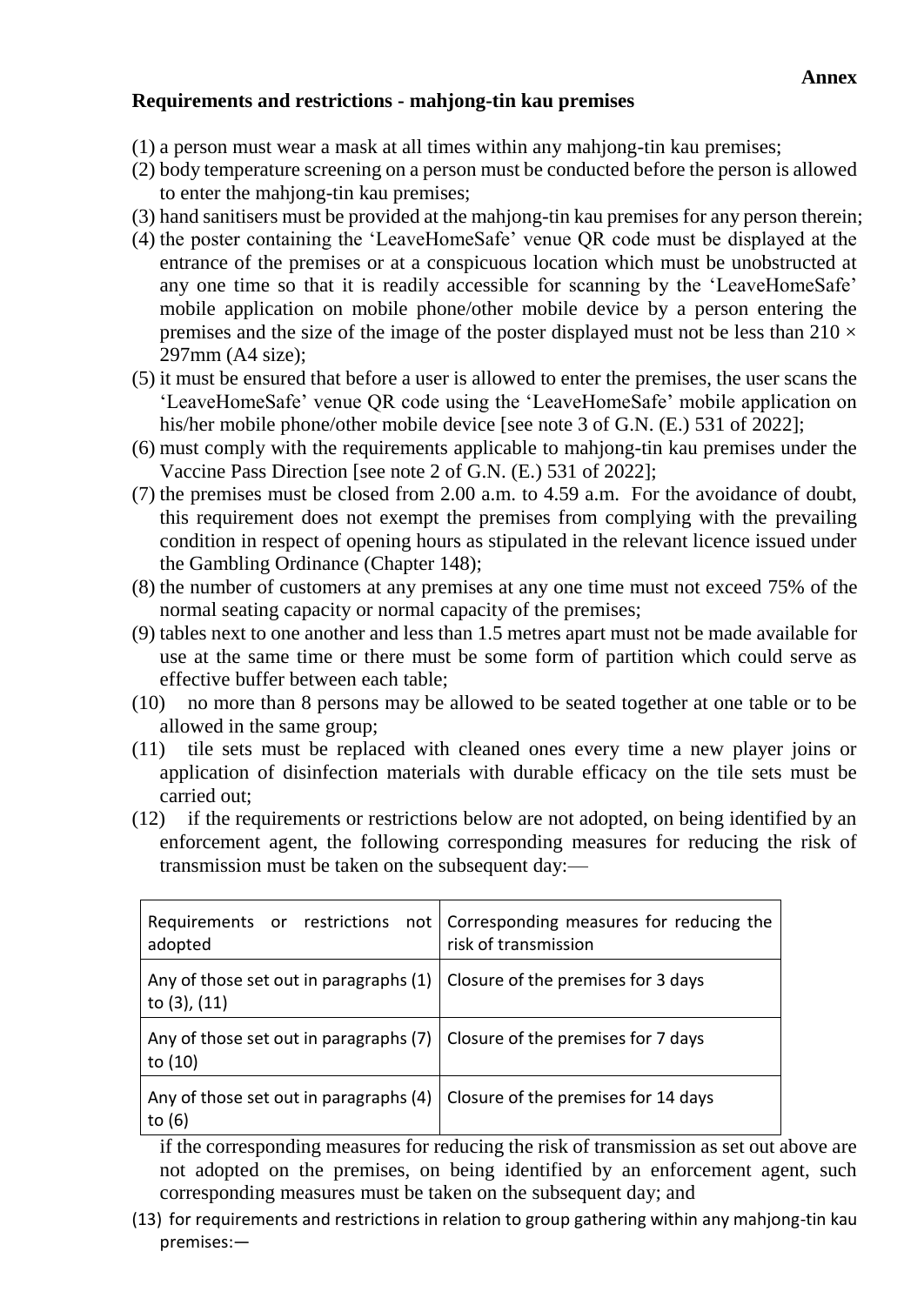**Annex**

**Requirements and restrictions - mahjong-tin kau premises**

(1) a person must wear a mask at all times within any mahjong-tin kau premises;

(2) body temperature screening on a person must be conducted before the person is allowed to enter the mahjong-tin kau premises;

(3) hand sanitisers must be provided at the mahjong-tin kau premises for any person therein;

(4) the poster containing the 'LeaveHomeSafe' venue QR code must be displayed at the entrance of the premises or at a conspicuous location which must be unobstructed at any one time so that it is readily accessible for scanning by the 'LeaveHomeSafe' mobile application on mobile phone/other mobile device by a person entering the premises and the size of the image of the poster displayed must not be less than 210 × 297mm (A4 size);

(5) it must be ensured that before a user is allowed to enter the premises, the user scans the 'LeaveHomeSafe' venue QR code using the 'LeaveHomeSafe' mobile application on his/her mobile phone/other mobile device [see note 3 of G.N. (E.) 531 of 2022];

(6) must comply with the requirements applicable to mahjong-tin kau premises under the Vaccine Pass Direction [see note 2 of G.N. (E.) 531 of 2022];

(7) the premises must be closed from 2.00 a.m. to 4.59 a.m. For the avoidance of doubt, this requirement does not exempt the premises from complying with the prevailing condition in respect of opening hours as stipulated in the relevant licence issued under the Gambling Ordinance (Chapter 148);

(8) the number of customers at any premises at any one time must not exceed 75% of the normal seating capacity or normal capacity of the premises;

(9) tables next to one another and less than 1.5 metres apart must not be made available for use at the same time or there must be some form of partition which could serve as effective buffer between each table;

(10) no more than 8 persons may be allowed to be seated together at one table or to be allowed in the same group;

(11) tile sets must be replaced with cleaned ones every time a new player joins or application of disinfection materials with durable efficacy on the tile sets must be carried out;

(12) if the requirements or restrictions below are not adopted, on being identified by an enforcement agent, the following corresponding measures for reducing the risk of transmission must be taken on the subsequent day:—

| Requirements or restrictions not adopted | Corresponding measures for reducing the risk of transmission |
|---|---|
| Any of those set out in paragraphs (1) to (3), (11) | Closure of the premises for 3 days |
| Any of those set out in paragraphs (7) to (10) | Closure of the premises for 7 days |
| Any of those set out in paragraphs (4) to (6) | Closure of the premises for 14 days |

if the corresponding measures for reducing the risk of transmission as set out above are not adopted on the premises, on being identified by an enforcement agent, such corresponding measures must be taken on the subsequent day; and

(13) for requirements and restrictions in relation to group gathering within any mahjong-tin kau premises:—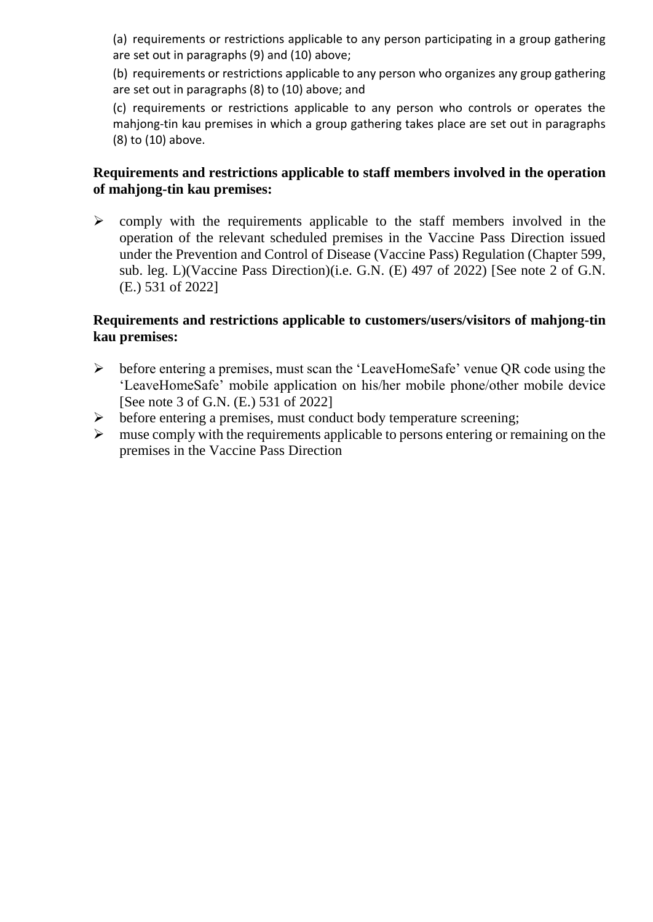(a) requirements or restrictions applicable to any person participating in a group gathering are set out in paragraphs (9) and (10) above;

(b) requirements or restrictions applicable to any person who organizes any group gathering are set out in paragraphs (8) to (10) above; and

(c) requirements or restrictions applicable to any person who controls or operates the mahjong-tin kau premises in which a group gathering takes place are set out in paragraphs (8) to (10) above.

**Requirements and restrictions applicable to staff members involved in the operation of mahjong-tin kau premises:**

- comply with the requirements applicable to the staff members involved in the operation of the relevant scheduled premises in the Vaccine Pass Direction issued under the Prevention and Control of Disease (Vaccine Pass) Regulation (Chapter 599, sub. leg. L)(Vaccine Pass Direction)(i.e. G.N. (E) 497 of 2022) [See note 2 of G.N. (E.) 531 of 2022]

**Requirements and restrictions applicable to customers/users/visitors of mahjong-tin kau premises:**

- before entering a premises, must scan the 'LeaveHomeSafe' venue QR code using the 'LeaveHomeSafe' mobile application on his/her mobile phone/other mobile device [See note 3 of G.N. (E.) 531 of 2022]
- before entering a premises, must conduct body temperature screening;
- muse comply with the requirements applicable to persons entering or remaining on the premises in the Vaccine Pass Direction